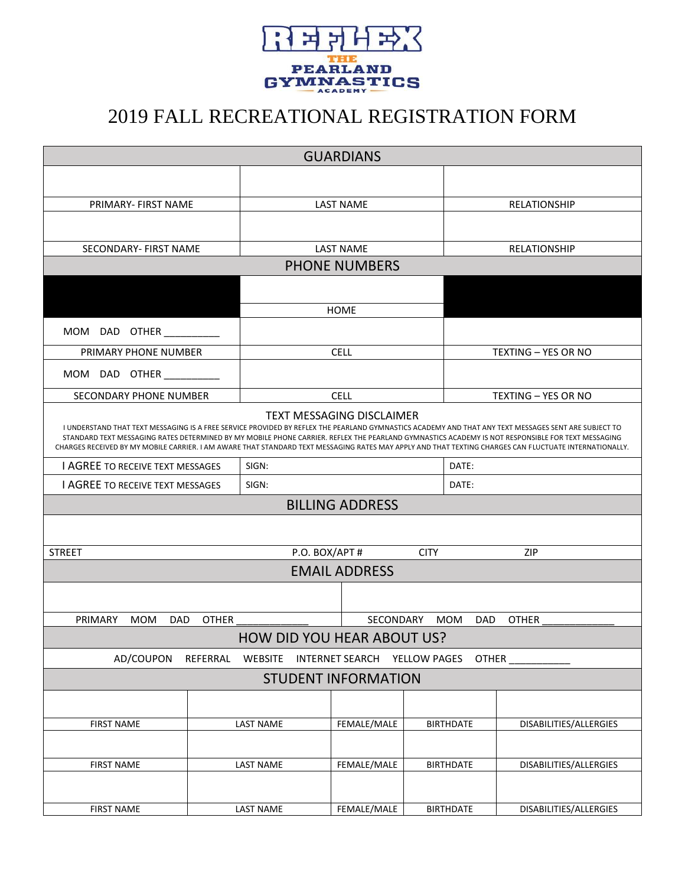REFLEX
THE PEARLAND GYMNASTICS ACADEMY

# 2019 FALL RECREATIONAL REGISTRATION FORM

| GUARDIANS | | |
|---|---|---|
| | | |
| PRIMARY- FIRST NAME | LAST NAME | RELATIONSHIP |
| | | |
| SECONDARY- FIRST NAME | LAST NAME | RELATIONSHIP |

| PHONE NUMBERS | | |
|---|---|---|
| | | |
| | HOME | |
| MOM DAD OTHER __________ | | |
| PRIMARY PHONE NUMBER | CELL | TEXTING – YES OR NO |
| MOM DAD OTHER __________ | | |
| SECONDARY PHONE NUMBER | CELL | TEXTING – YES OR NO |

**TEXT MESSAGING DISCLAIMER**

I UNDERSTAND THAT TEXT MESSAGING IS A FREE SERVICE PROVIDED BY REFLEX THE PEARLAND GYMNASTICS ACADEMY AND THAT ANY TEXT MESSAGES SENT ARE SUBJECT TO STANDARD TEXT MESSAGING RATES DETERMINED BY MY MOBILE PHONE CARRIER. REFLEX THE PEARLAND GYMNASTICS ACADEMY IS NOT RESPONSIBLE FOR TEXT MESSAGING CHARGES RECEIVED BY MY MOBILE CARRIER. I AM AWARE THAT STANDARD TEXT MESSAGING RATES MAY APPLY AND THAT TEXTING CHARGES CAN FLUCTUATE INTERNATIONALLY.

| | | |
|---|---|---|
| I AGREE TO RECEIVE TEXT MESSAGES | SIGN: | DATE: |
| I AGREE TO RECEIVE TEXT MESSAGES | SIGN: | DATE: |

| BILLING ADDRESS | | | |
|---|---|---|---|
| | | | |
| STREET | P.O. BOX/APT # | CITY | ZIP |

| EMAIL ADDRESS | |
|---|---|
| | |
| PRIMARY MOM DAD OTHER ____________ | SECONDARY MOM DAD OTHER ____________ |

**HOW DID YOU HEAR ABOUT US?**

AD/COUPON REFERRAL WEBSITE INTERNET SEARCH YELLOW PAGES OTHER ___________

| STUDENT INFORMATION | | | | |
|---|---|---|---|---|
| | | | | |
| FIRST NAME | LAST NAME | FEMALE/MALE | BIRTHDATE | DISABILITIES/ALLERGIES |
| | | | | |
| FIRST NAME | LAST NAME | FEMALE/MALE | BIRTHDATE | DISABILITIES/ALLERGIES |
| | | | | |
| FIRST NAME | LAST NAME | FEMALE/MALE | BIRTHDATE | DISABILITIES/ALLERGIES |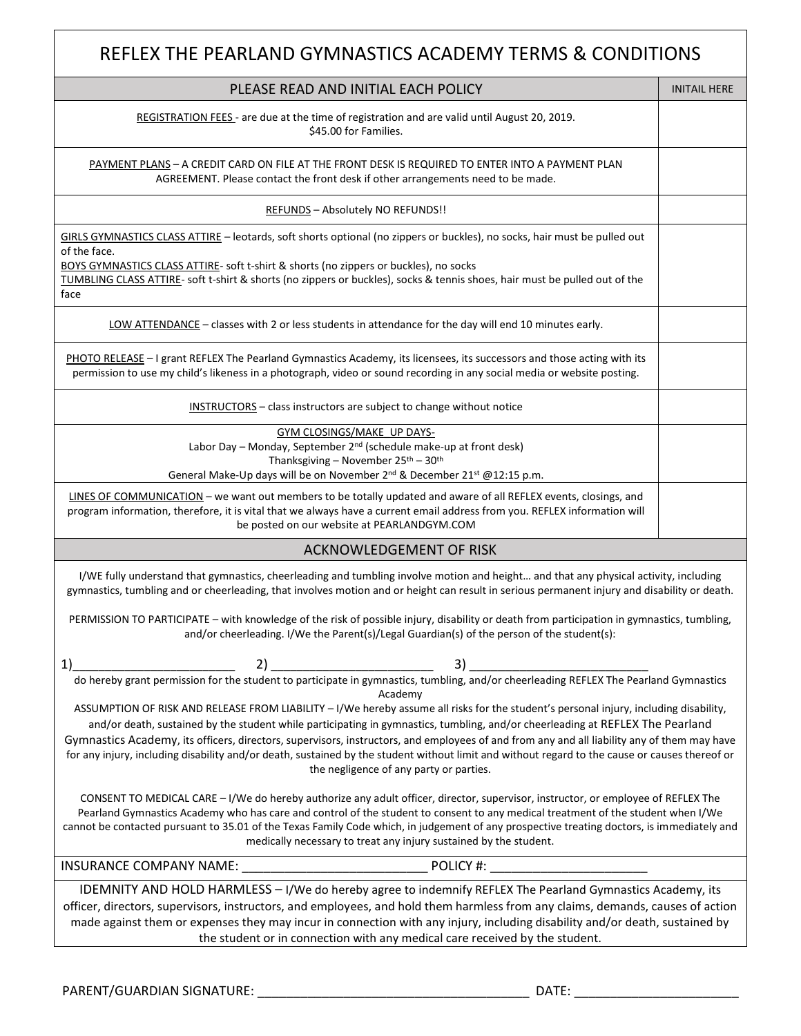# REFLEX THE PEARLAND GYMNASTICS ACADEMY TERMS & CONDITIONS

| PLEASE READ AND INITIAL EACH POLICY | INITAIL HERE |
|---|---|
| REGISTRATION FEES - are due at the time of registration and are valid until August 20, 2019. $45.00 for Families. | |
| PAYMENT PLANS – A CREDIT CARD ON FILE AT THE FRONT DESK IS REQUIRED TO ENTER INTO A PAYMENT PLAN AGREEMENT. Please contact the front desk if other arrangements need to be made. | |
| REFUNDS – Absolutely NO REFUNDS!! | |
| GIRLS GYMNASTICS CLASS ATTIRE – leotards, soft shorts optional (no zippers or buckles), no socks, hair must be pulled out of the face.<br>BOYS GYMNASTICS CLASS ATTIRE- soft t-shirt & shorts (no zippers or buckles), no socks<br>TUMBLING CLASS ATTIRE- soft t-shirt & shorts (no zippers or buckles), socks & tennis shoes, hair must be pulled out of the face | |
| LOW ATTENDANCE – classes with 2 or less students in attendance for the day will end 10 minutes early. | |
| PHOTO RELEASE – I grant REFLEX The Pearland Gymnastics Academy, its licensees, its successors and those acting with its permission to use my child's likeness in a photograph, video or sound recording in any social media or website posting. | |
| INSTRUCTORS – class instructors are subject to change without notice | |
| GYM CLOSINGS/MAKE UP DAYS-<br>Labor Day – Monday, September 2nd (schedule make-up at front desk)<br>Thanksgiving – November 25th – 30th<br>General Make-Up days will be on November 2nd & December 21st @12:15 p.m. | |
| LINES OF COMMUNICATION – we want out members to be totally updated and aware of all REFLEX events, closings, and program information, therefore, it is vital that we always have a current email address from you. REFLEX information will be posted on our website at PEARLANDGYM.COM | |

## ACKNOWLEDGEMENT OF RISK

I/WE fully understand that gymnastics, cheerleading and tumbling involve motion and height… and that any physical activity, including gymnastics, tumbling and or cheerleading, that involves motion and or height can result in serious permanent injury and disability or death.

PERMISSION TO PARTICIPATE – with knowledge of the risk of possible injury, disability or death from participation in gymnastics, tumbling, and/or cheerleading. I/We the Parent(s)/Legal Guardian(s) of the person of the student(s):

1)________________________ 2) ________________________ 3) __________________________

do hereby grant permission for the student to participate in gymnastics, tumbling, and/or cheerleading REFLEX The Pearland Gymnastics Academy

ASSUMPTION OF RISK AND RELEASE FROM LIABILITY – I/We hereby assume all risks for the student's personal injury, including disability, and/or death, sustained by the student while participating in gymnastics, tumbling, and/or cheerleading at REFLEX The Pearland Gymnastics Academy, its officers, directors, supervisors, instructors, and employees of and from any and all liability any of them may have for any injury, including disability and/or death, sustained by the student without limit and without regard to the cause or causes thereof or the negligence of any party or parties.

CONSENT TO MEDICAL CARE – I/We do hereby authorize any adult officer, director, supervisor, instructor, or employee of REFLEX The Pearland Gymnastics Academy who has care and control of the student to consent to any medical treatment of the student when I/We cannot be contacted pursuant to 35.01 of the Texas Family Code which, in judgement of any prospective treating doctors, is immediately and medically necessary to treat any injury sustained by the student.

INSURANCE COMPANY NAME: __________________________ POLICY #: ______________________

IDEMNITY AND HOLD HARMLESS – I/We do hereby agree to indemnify REFLEX The Pearland Gymnastics Academy, its officer, directors, supervisors, instructors, and employees, and hold them harmless from any claims, demands, causes of action made against them or expenses they may incur in connection with any injury, including disability and/or death, sustained by the student or in connection with any medical care received by the student.

PARENT/GUARDIAN SIGNATURE: ______________________________________ DATE: _______________________